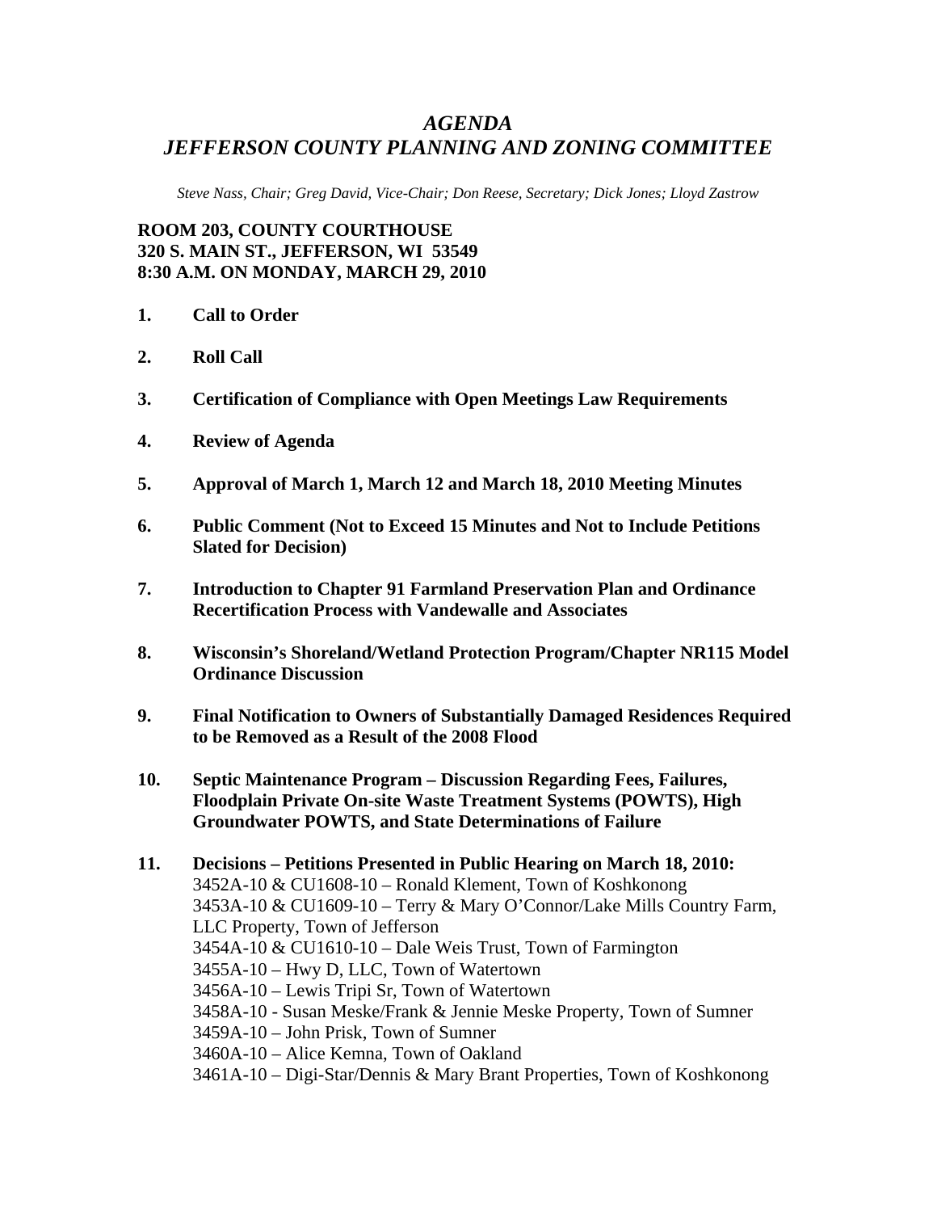# *AGENDA*
# *JEFFERSON COUNTY PLANNING AND ZONING COMMITTEE*

*Steve Nass, Chair; Greg David, Vice-Chair; Don Reese, Secretary; Dick Jones; Lloyd Zastrow*

**ROOM 203, COUNTY COURTHOUSE**
**320 S. MAIN ST., JEFFERSON, WI 53549**
**8:30 A.M. ON MONDAY, MARCH 29, 2010**

1. **Call to Order**

2. **Roll Call**

3. **Certification of Compliance with Open Meetings Law Requirements**

4. **Review of Agenda**

5. **Approval of March 1, March 12 and March 18, 2010 Meeting Minutes**

6. **Public Comment (Not to Exceed 15 Minutes and Not to Include Petitions Slated for Decision)**

7. **Introduction to Chapter 91 Farmland Preservation Plan and Ordinance Recertification Process with Vandewalle and Associates**

8. **Wisconsin's Shoreland/Wetland Protection Program/Chapter NR115 Model Ordinance Discussion**

9. **Final Notification to Owners of Substantially Damaged Residences Required to be Removed as a Result of the 2008 Flood**

10. **Septic Maintenance Program – Discussion Regarding Fees, Failures, Floodplain Private On-site Waste Treatment Systems (POWTS), High Groundwater POWTS, and State Determinations of Failure**

11. **Decisions – Petitions Presented in Public Hearing on March 18, 2010:**
    3452A-10 & CU1608-10 – Ronald Klement, Town of Koshkonong
    3453A-10 & CU1609-10 – Terry & Mary O'Connor/Lake Mills Country Farm, LLC Property, Town of Jefferson
    3454A-10 & CU1610-10 – Dale Weis Trust, Town of Farmington
    3455A-10 – Hwy D, LLC, Town of Watertown
    3456A-10 – Lewis Tripi Sr, Town of Watertown
    3458A-10 - Susan Meske/Frank & Jennie Meske Property, Town of Sumner
    3459A-10 – John Prisk, Town of Sumner
    3460A-10 – Alice Kemna, Town of Oakland
    3461A-10 – Digi-Star/Dennis & Mary Brant Properties, Town of Koshkonong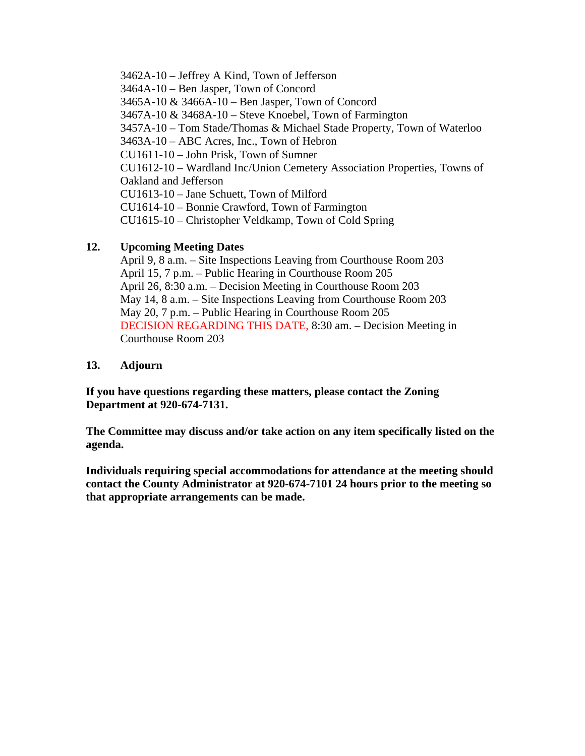3462A-10 – Jeffrey A Kind, Town of Jefferson
3464A-10 – Ben Jasper, Town of Concord
3465A-10 & 3466A-10 – Ben Jasper, Town of Concord
3467A-10 & 3468A-10 – Steve Knoebel, Town of Farmington
3457A-10 – Tom Stade/Thomas & Michael Stade Property, Town of Waterloo
3463A-10 – ABC Acres, Inc., Town of Hebron
CU1611-10 – John Prisk, Town of Sumner
CU1612-10 – Wardland Inc/Union Cemetery Association Properties, Towns of Oakland and Jefferson
CU1613-10 – Jane Schuett, Town of Milford
CU1614-10 – Bonnie Crawford, Town of Farmington
CU1615-10 – Christopher Veldkamp, Town of Cold Spring

**12. Upcoming Meeting Dates**

April 9, 8 a.m. – Site Inspections Leaving from Courthouse Room 203
April 15, 7 p.m. – Public Hearing in Courthouse Room 205
April 26, 8:30 a.m. – Decision Meeting in Courthouse Room 203
May 14, 8 a.m. – Site Inspections Leaving from Courthouse Room 203
May 20, 7 p.m. – Public Hearing in Courthouse Room 205
DECISION REGARDING THIS DATE, 8:30 am. – Decision Meeting in Courthouse Room 203

**13. Adjourn**

**If you have questions regarding these matters, please contact the Zoning Department at 920-674-7131.**

**The Committee may discuss and/or take action on any item specifically listed on the agenda.**

**Individuals requiring special accommodations for attendance at the meeting should contact the County Administrator at 920-674-7101 24 hours prior to the meeting so that appropriate arrangements can be made.**